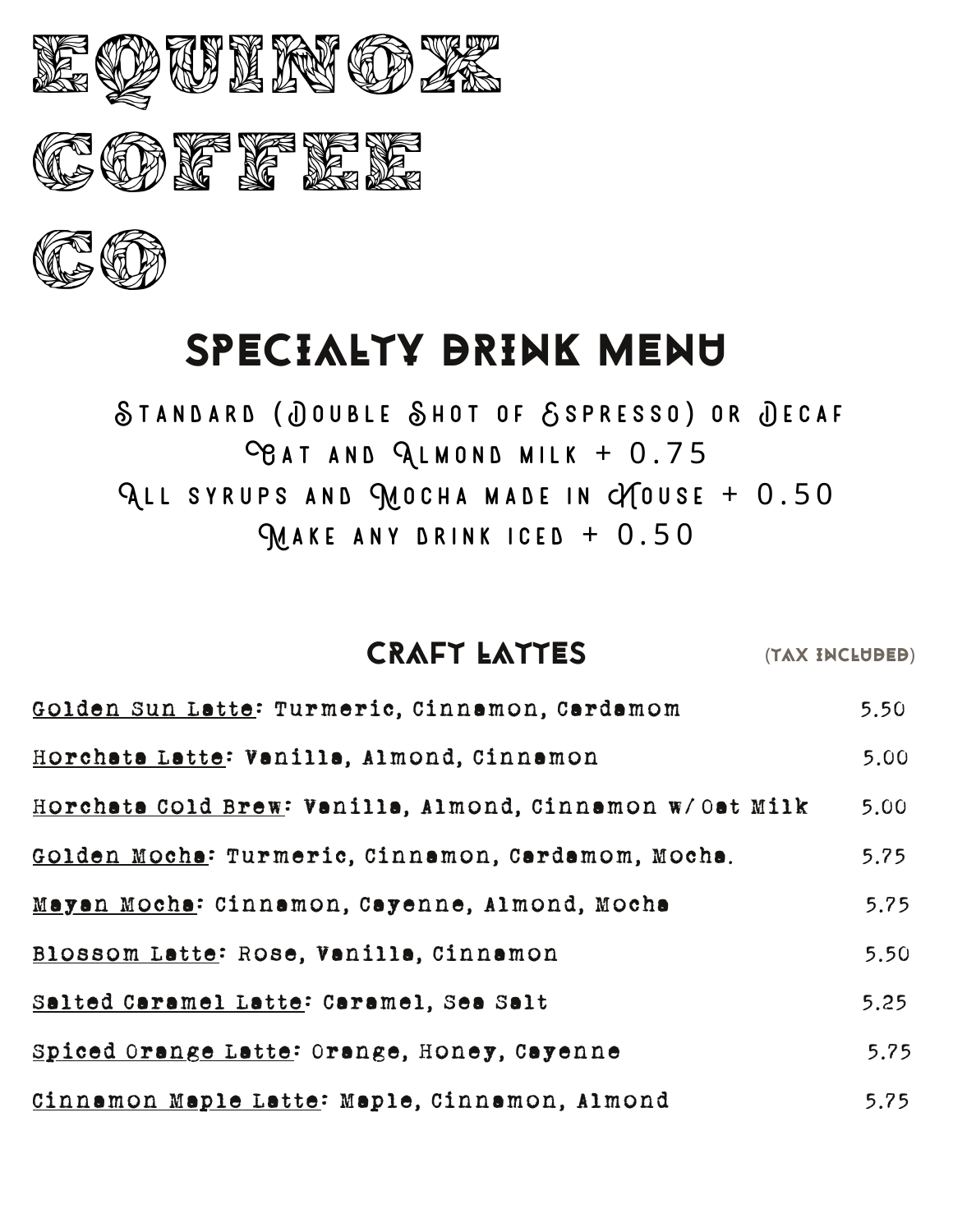# EQUINOX COFFEE CO

## SPECIALTY DRINK MENU

Standard (Double Shot of Espresso) or Decaf
Oat and Almond milk + 0.75
All syrups and Mocha made in House + 0.50
Make any drink iced + 0.50

### CRAFT LATTES

(TAX INCLUDED)

Golden Sun Latte: Turmeric, Cinnamon, Cardamom 5.50

Horchata Latte: Vanilla, Almond, Cinnamon 5.00

Horchata Cold Brew: Vanilla, Almond, Cinnamon w/ Oat Milk 5.00

Golden Mocha: Turmeric, Cinnamon, Cardamom, Mocha. 5.75

Mayan Mocha: Cinnamon, Cayenne, Almond, Mocha 5.75

Blossom Latte: Rose, Vanilla, Cinnamon 5.50

Salted Caramel Latte: Caramel, Sea Salt 5.25

Spiced Orange Latte: Orange, Honey, Cayenne 5.75

Cinnamon Maple Latte: Maple, Cinnamon, Almond 5.75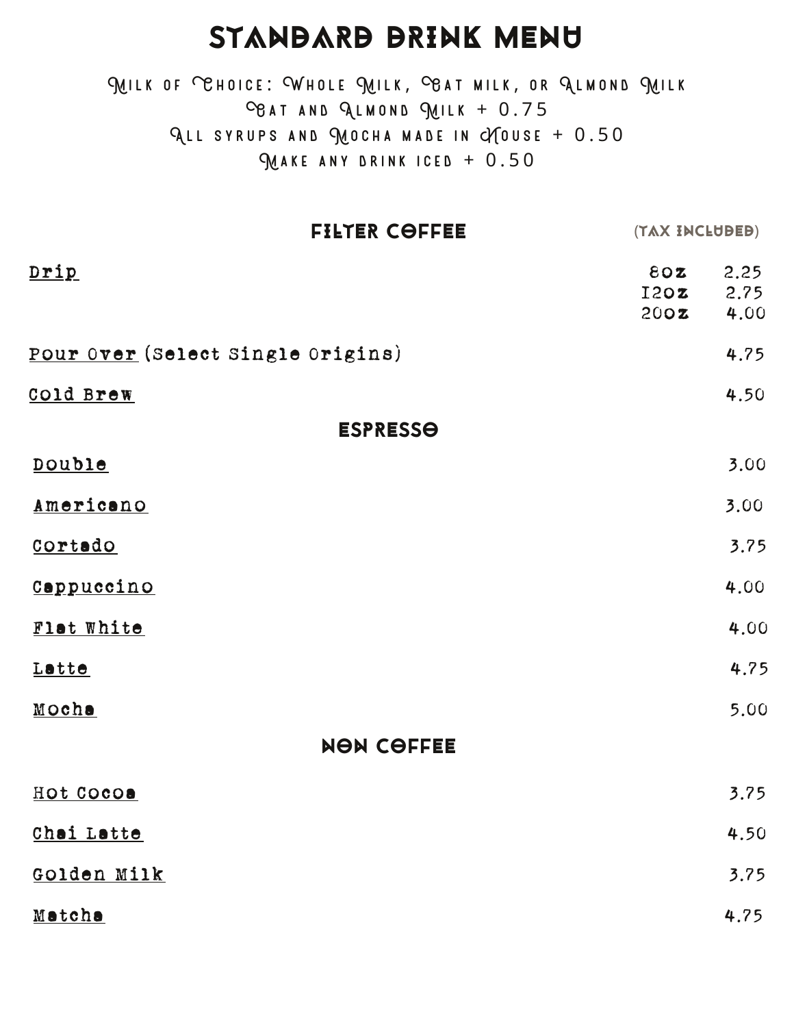# Standard Drink Menu

Milk of Choice: Whole Milk, Oat milk, or Almond Milk
Oat and Almond Milk + 0.75
All syrups and Mocha made in House + 0.50
Make any drink iced + 0.50

## Filter Coffee

(Tax Included)

| Item | Size | Price |
|---|---|---|
| Drip | 8oz | 2.25 |
| | 12oz | 2.75 |
| | 20oz | 4.00 |
| Pour Over (Select Single Origins) | | 4.75 |
| Cold Brew | | 4.50 |

## Espresso

| Item | Price |
|---|---|
| Double | 3.00 |
| Americano | 3.00 |
| Cortado | 3.75 |
| Cappuccino | 4.00 |
| Flat White | 4.00 |
| Latte | 4.75 |
| Mocha | 5.00 |

## Non Coffee

| Item | Price |
|---|---|
| Hot Cocoa | 3.75 |
| Chai Latte | 4.50 |
| Golden Milk | 3.75 |
| Matcha | 4.75 |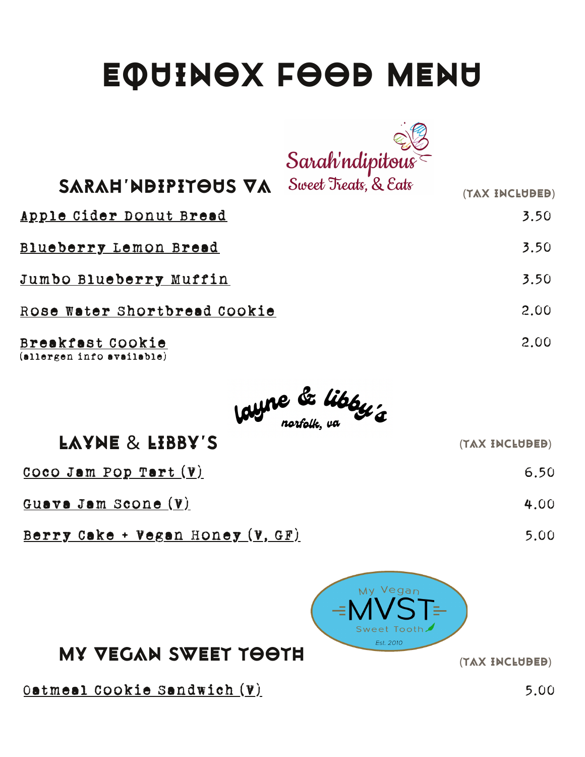# EQUINOX FOOD MENU

Sarah'ndipitous
Sweet Treats, & Eats

## SARAH'NDIPITOUS VA

(TAX INCLUDED)

| Item | Price |
| --- | --- |
| Apple Cider Donut Bread | 3.50 |
| Blueberry Lemon Bread | 3.50 |
| Jumbo Blueberry Muffin | 3.50 |
| Rose Water Shortbread Cookie | 2.00 |
| Breakfast Cookie (allergen info available) | 2.00 |

layne & libby's
norfolk, va

## LAYNE & LIBBY'S

(TAX INCLUDED)

| Item | Price |
| --- | --- |
| Coco Jam Pop Tart (V) | 6.50 |
| Guava Jam Scone (V) | 4.00 |
| Berry Cake + Vegan Honey (V, GF) | 5.00 |

My Vegan
MVST
Sweet Tooth
Est. 2010

## MY VEGAN SWEET TOOTH

(TAX INCLUDED)

| Item | Price |
| --- | --- |
| Oatmeal Cookie Sandwich (V) | 5.00 |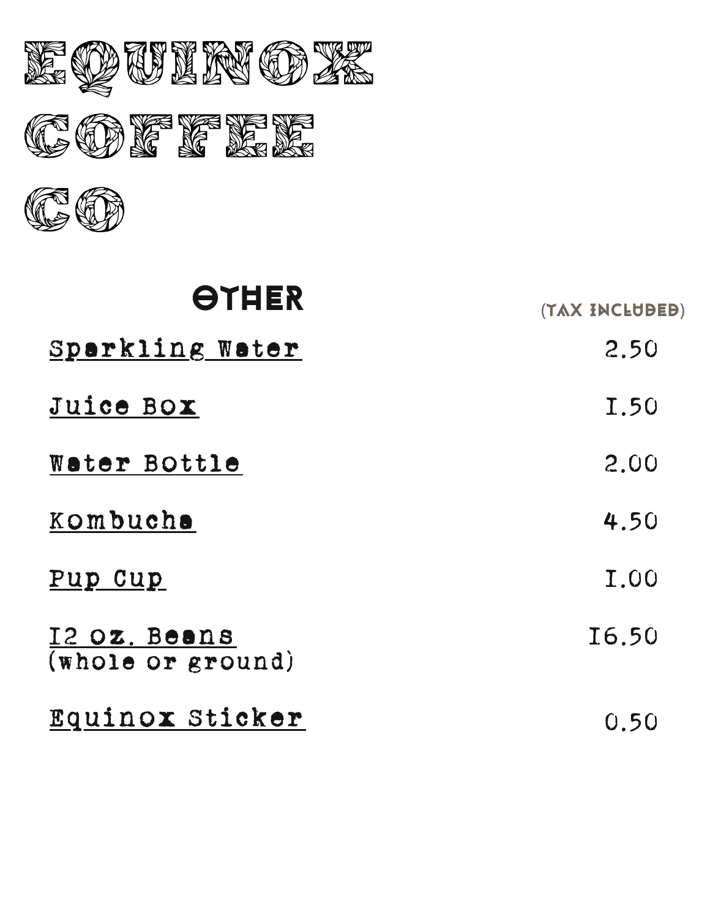# EQUINOX COFFEE CO

## OTHER

(TAX INCLUDED)

| | |
|---|---|
| Sparkling Water | 2.50 |
| Juice Box | 1.50 |
| Water Bottle | 2.00 |
| Kombucha | 4.50 |
| Pup Cup | 1.00 |
| 12 oz. Beans (whole or ground) | 16.50 |
| Equinox Sticker | 0.50 |